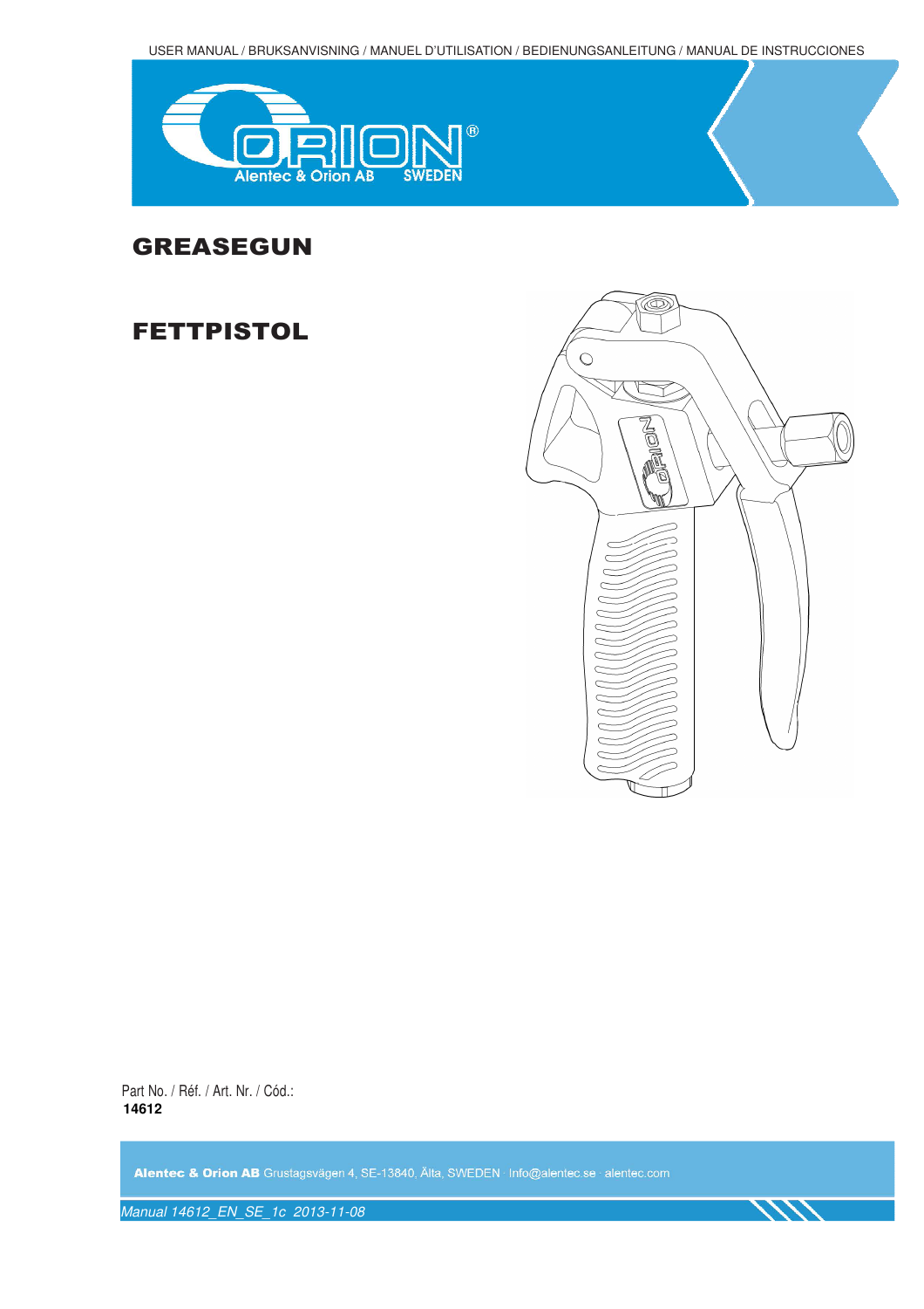USER MANUAL / BRUKSANVISNING / MANUEL D'UTILISATION / BEDIENUNGSANLEITUNG / MANUAL DE INSTRUCCIONES

ORION® Alentec & Orion AB SWEDEN

# GREASEGUN

# FETTPISTOL

Part No. / Réf. / Art. Nr. / Cód.:
**14612**

**Alentec & Orion AB** Grustagsvägen 4, SE-13840, Älta, SWEDEN · Info@alentec.se · alentec.com

*Manual 14612_EN_SE_1c 2013-11-08*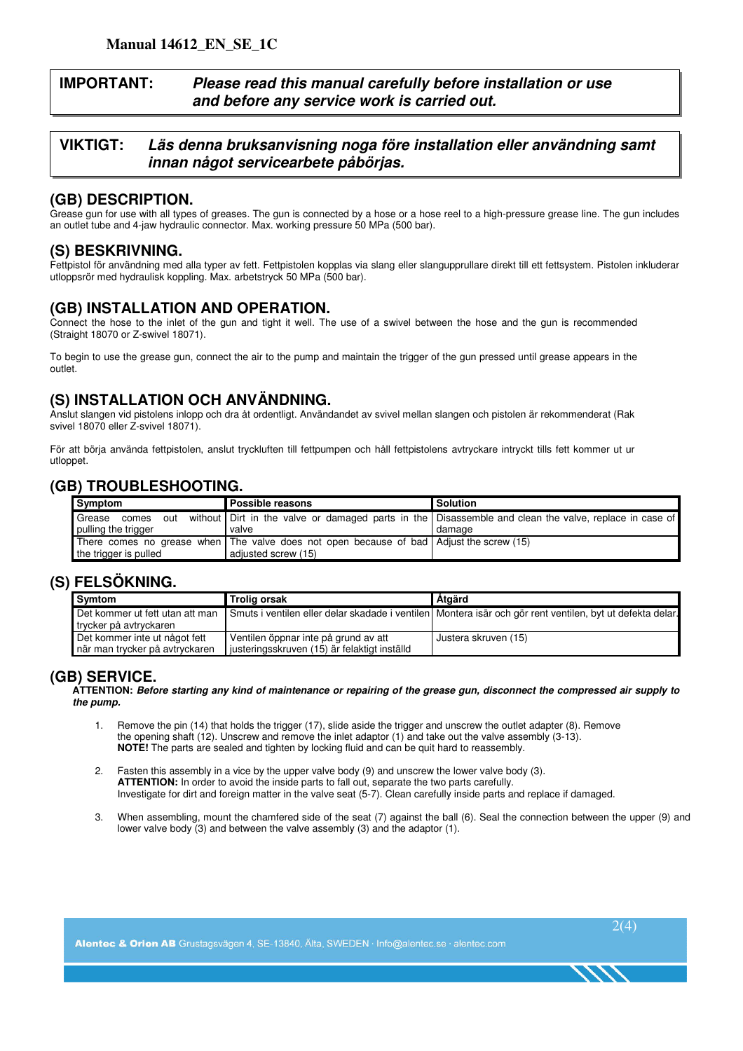**Manual 14612_EN_SE_1C**

**IMPORTANT:** ***Please read this manual carefully before installation or use and before any service work is carried out.***

**VIKTIGT:** ***Läs denna bruksanvisning noga före installation eller användning samt innan något servicearbete påbörjas.***

## (GB) DESCRIPTION.

Grease gun for use with all types of greases. The gun is connected by a hose or a hose reel to a high-pressure grease line. The gun includes an outlet tube and 4-jaw hydraulic connector. Max. working pressure 50 MPa (500 bar).

## (S) BESKRIVNING.

Fettpistol för användning med alla typer av fett. Fettpistolen kopplas via slang eller slangupprullare direkt till ett fettsystem. Pistolen inkluderar utloppsrör med hydraulisk koppling. Max. arbetstryck 50 MPa (500 bar).

## (GB) INSTALLATION AND OPERATION.

Connect the hose to the inlet of the gun and tight it well. The use of a swivel between the hose and the gun is recommended (Straight 18070 or Z-swivel 18071).

To begin to use the grease gun, connect the air to the pump and maintain the trigger of the gun pressed until grease appears in the outlet.

## (S) INSTALLATION OCH ANVÄNDNING.

Anslut slangen vid pistolens inlopp och dra åt ordentligt. Användandet av svivel mellan slangen och pistolen är rekommenderat (Rak svivel 18070 eller Z-svivel 18071).

För att börja använda fettpistolen, anslut tryckluften till fettpumpen och håll fettpistolens avtryckare intryckt tills fett kommer ut ur utloppet.

## (GB) TROUBLESHOOTING.

| Symptom | Possible reasons | Solution |
|---|---|---|
| Grease comes out without pulling the trigger | Dirt in the valve or damaged parts in the valve | Disassemble and clean the valve, replace in case of damage |
| There comes no grease when the trigger is pulled | The valve does not open because of bad adjusted screw (15) | Adjust the screw (15) |

## (S) FELSÖKNING.

| Symtom | Trolig orsak | Åtgärd |
|---|---|---|
| Det kommer ut fett utan att man trycker på avtryckaren | Smuts i ventilen eller delar skadade i ventilen | Montera isär och gör rent ventilen, byt ut defekta delar. |
| Det kommer inte ut något fett när man trycker på avtryckaren | Ventilen öppnar inte på grund av att justeringsskruven (15) är felaktigt inställd | Justera skruven (15) |

## (GB) SERVICE.

**ATTENTION:** ***Before starting any kind of maintenance or repairing of the grease gun, disconnect the compressed air supply to the pump.***

1. Remove the pin (14) that holds the trigger (17), slide aside the trigger and unscrew the outlet adapter (8). Remove the opening shaft (12). Unscrew and remove the inlet adaptor (1) and take out the valve assembly (3-13).
   **NOTE!** The parts are sealed and tighten by locking fluid and can be quit hard to reassembly.

2. Fasten this assembly in a vice by the upper valve body (9) and unscrew the lower valve body (3).
   **ATTENTION:** In order to avoid the inside parts to fall out, separate the two parts carefully.
   Investigate for dirt and foreign matter in the valve seat (5-7). Clean carefully inside parts and replace if damaged.

3. When assembling, mount the chamfered side of the seat (7) against the ball (6). Seal the connection between the upper (9) and lower valve body (3) and between the valve assembly (3) and the adaptor (1).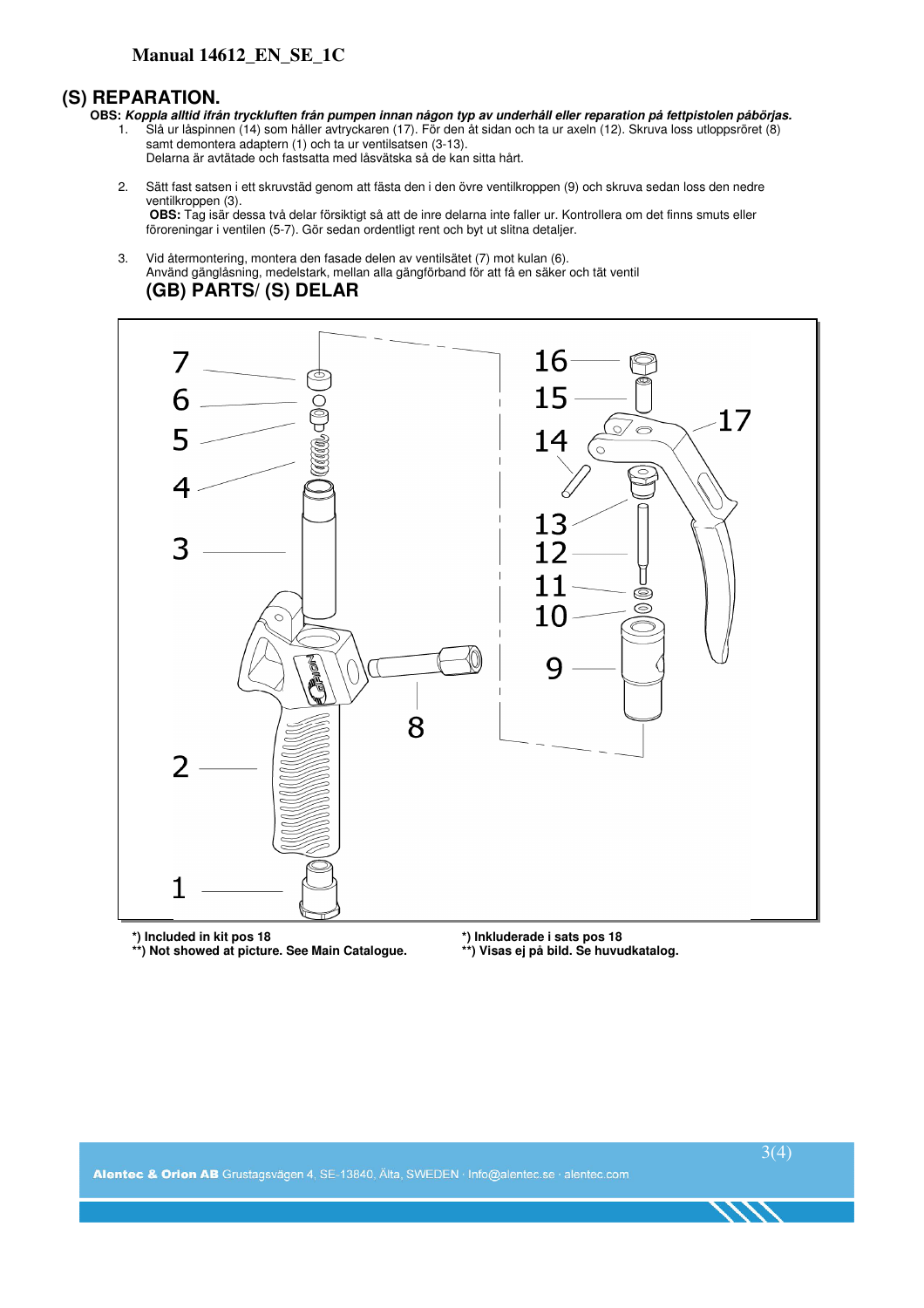# Manual 14612_EN_SE_1C

## (S) REPARATION.

**OBS:** ***Koppla alltid ifrån tryckluften från pumpen innan någon typ av underhåll eller reparation på fettpistolen påbörjas.***

1. Slå ur låspinnen (14) som håller avtryckaren (17). För den åt sidan och ta ur axeln (12). Skruva loss utloppsröret (8) samt demontera adaptern (1) och ta ur ventilsatsen (3-13).
   Delarna är avtätade och fastsatta med låsvätska så de kan sitta hårt.

2. Sätt fast satsen i ett skruvstäd genom att fästa den i den övre ventilkroppen (9) och skruva sedan loss den nedre ventilkroppen (3).
   **OBS:** Tag isär dessa två delar försiktigt så att de inre delarna inte faller ur. Kontrollera om det finns smuts eller föroreningar i ventilen (5-7). Gör sedan ordentligt rent och byt ut slitna detaljer.

3. Vid återmontering, montera den fasade delen av ventilsätet (7) mot kulan (6).
   Använd gänglåsning, medelstark, mellan alla gängförband för att få en säker och tät ventil

## (GB) PARTS/ (S) DELAR

**\*) Included in kit pos 18**
**\*\*) Not showed at picture. See Main Catalogue.**

**\*) Inkluderade i sats pos 18**
**\*\*) Visas ej på bild. Se huvudkatalog.**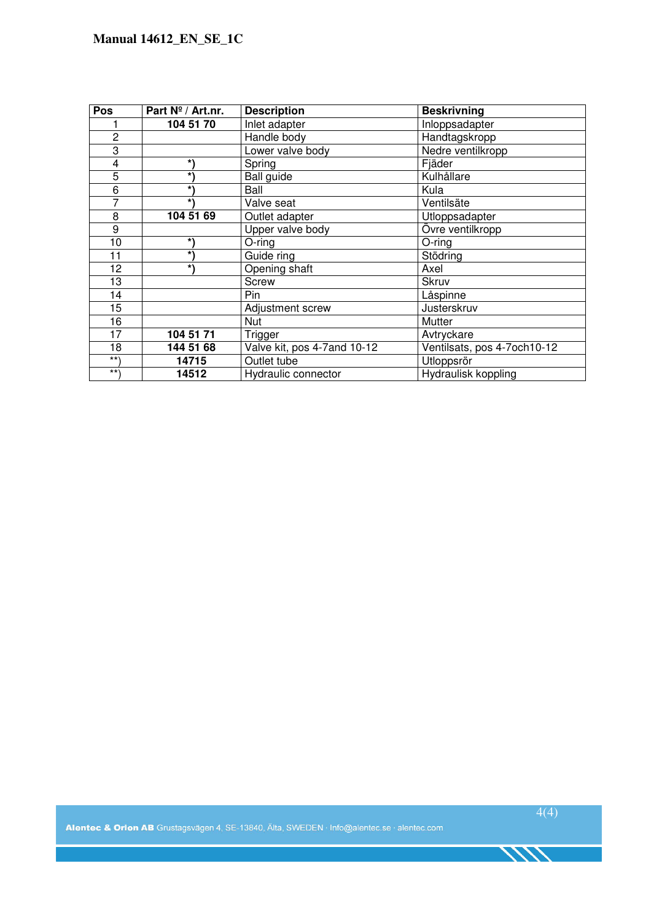| Pos | Part Nº / Art.nr. | Description | Beskrivning |
|---|---|---|---|
| 1 | **104 51 70** | Inlet adapter | Inloppsadapter |
| 2 | | Handle body | Handtagskropp |
| 3 | | Lower valve body | Nedre ventilkropp |
| 4 | *) | Spring | Fjäder |
| 5 | *) | Ball guide | Kulhållare |
| 6 | *) | Ball | Kula |
| 7 | *) | Valve seat | Ventilsäte |
| 8 | **104 51 69** | Outlet adapter | Utloppsadapter |
| 9 | | Upper valve body | Övre ventilkropp |
| 10 | *) | O-ring | O-ring |
| 11 | *) | Guide ring | Stödring |
| 12 | *) | Opening shaft | Axel |
| 13 | | Screw | Skruv |
| 14 | | Pin | Låspinne |
| 15 | | Adjustment screw | Justerskruv |
| 16 | | Nut | Mutter |
| 17 | **104 51 71** | Trigger | Avtryckare |
| 18 | **144 51 68** | Valve kit, pos 4-7and 10-12 | Ventilsats, pos 4-7och10-12 |
| **) | **14715** | Outlet tube | Utloppsrör |
| **) | **14512** | Hydraulic connector | Hydraulisk koppling |